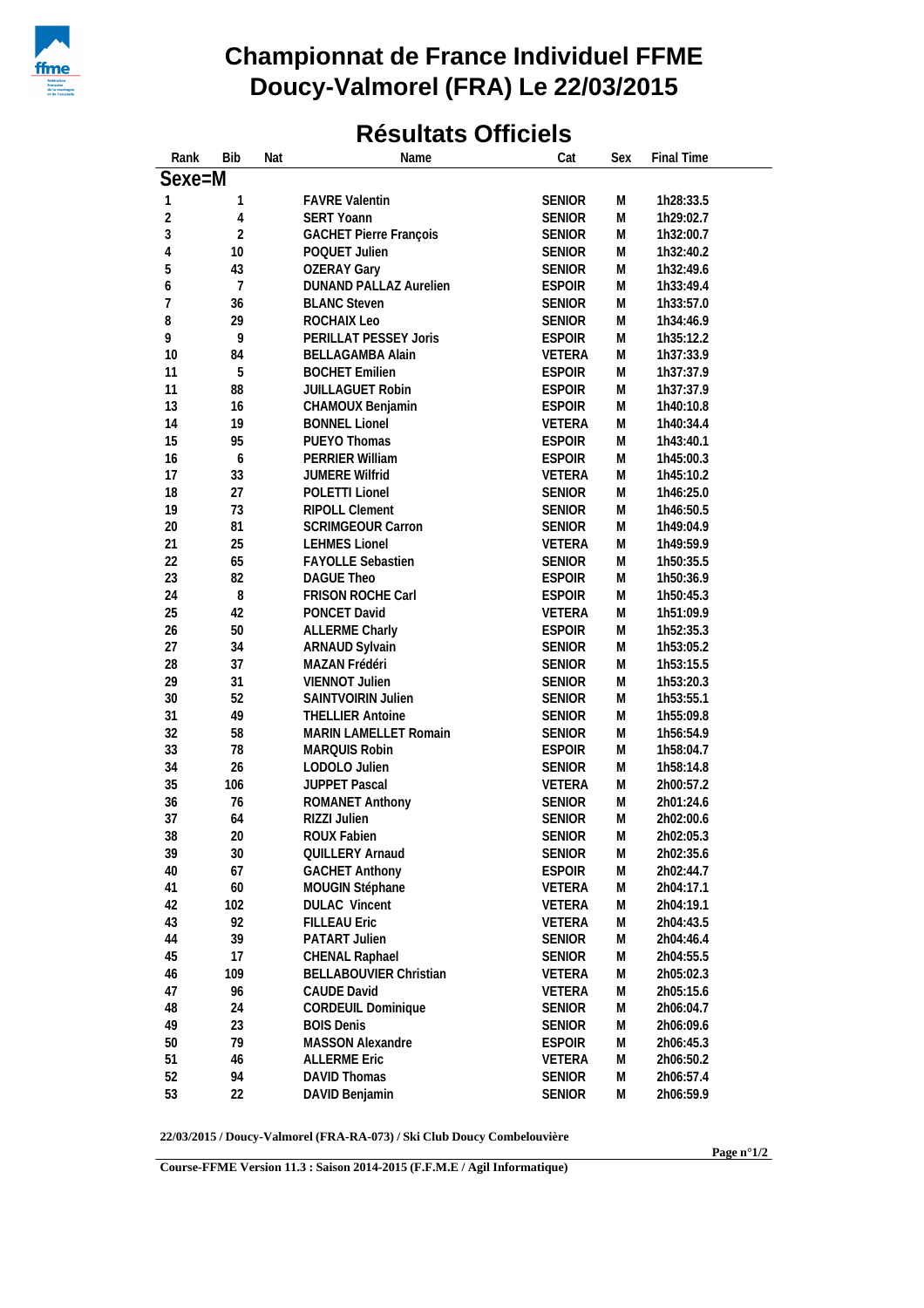# Championnat de France Individuel FFME
# Doucy-Valmorel (FRA) Le 22/03/2015

## Résultats Officiels

| Rank | Bib | Nat | Name | Cat | Sex | Final Time |
|---|---|---|---|---|---|---|
| **Sexe=M** | | | | | | |
| 1 | 1 | | FAVRE Valentin | SENIOR | M | 1h28:33.5 |
| 2 | 4 | | SERT Yoann | SENIOR | M | 1h29:02.7 |
| 3 | 2 | | GACHET Pierre François | SENIOR | M | 1h32:00.7 |
| 4 | 10 | | POQUET Julien | SENIOR | M | 1h32:40.2 |
| 5 | 43 | | OZERAY Gary | SENIOR | M | 1h32:49.6 |
| 6 | 7 | | DUNAND PALLAZ Aurelien | ESPOIR | M | 1h33:49.4 |
| 7 | 36 | | BLANC Steven | SENIOR | M | 1h33:57.0 |
| 8 | 29 | | ROCHAIX Leo | SENIOR | M | 1h34:46.9 |
| 9 | 9 | | PERILLAT PESSEY Joris | ESPOIR | M | 1h35:12.2 |
| 10 | 84 | | BELLAGAMBA Alain | VETERA | M | 1h37:33.9 |
| 11 | 5 | | BOCHET Emilien | ESPOIR | M | 1h37:37.9 |
| 11 | 88 | | JUILLAGUET Robin | ESPOIR | M | 1h37:37.9 |
| 13 | 16 | | CHAMOUX Benjamin | ESPOIR | M | 1h40:10.8 |
| 14 | 19 | | BONNEL Lionel | VETERA | M | 1h40:34.4 |
| 15 | 95 | | PUEYO Thomas | ESPOIR | M | 1h43:40.1 |
| 16 | 6 | | PERRIER William | ESPOIR | M | 1h45:00.3 |
| 17 | 33 | | JUMERE Wilfrid | VETERA | M | 1h45:10.2 |
| 18 | 27 | | POLETTI Lionel | SENIOR | M | 1h46:25.0 |
| 19 | 73 | | RIPOLL Clement | SENIOR | M | 1h46:50.5 |
| 20 | 81 | | SCRIMGEOUR Carron | SENIOR | M | 1h49:04.9 |
| 21 | 25 | | LEHMES Lionel | VETERA | M | 1h49:59.9 |
| 22 | 65 | | FAYOLLE Sebastien | SENIOR | M | 1h50:35.5 |
| 23 | 82 | | DAGUE Theo | ESPOIR | M | 1h50:36.9 |
| 24 | 8 | | FRISON ROCHE Carl | ESPOIR | M | 1h50:45.3 |
| 25 | 42 | | PONCET David | VETERA | M | 1h51:09.9 |
| 26 | 50 | | ALLERME Charly | ESPOIR | M | 1h52:35.3 |
| 27 | 34 | | ARNAUD Sylvain | SENIOR | M | 1h53:05.2 |
| 28 | 37 | | MAZAN Frédéri | SENIOR | M | 1h53:15.5 |
| 29 | 31 | | VIENNOT Julien | SENIOR | M | 1h53:20.3 |
| 30 | 52 | | SAINTVOIRIN Julien | SENIOR | M | 1h53:55.1 |
| 31 | 49 | | THELLIER Antoine | SENIOR | M | 1h55:09.8 |
| 32 | 58 | | MARIN LAMELLET Romain | SENIOR | M | 1h56:54.9 |
| 33 | 78 | | MARQUIS Robin | ESPOIR | M | 1h58:04.7 |
| 34 | 26 | | LODOLO Julien | SENIOR | M | 1h58:14.8 |
| 35 | 106 | | JUPPET Pascal | VETERA | M | 2h00:57.2 |
| 36 | 76 | | ROMANET Anthony | SENIOR | M | 2h01:24.6 |
| 37 | 64 | | RIZZI Julien | SENIOR | M | 2h02:00.6 |
| 38 | 20 | | ROUX Fabien | SENIOR | M | 2h02:05.3 |
| 39 | 30 | | QUILLERY Arnaud | SENIOR | M | 2h02:35.6 |
| 40 | 67 | | GACHET Anthony | ESPOIR | M | 2h02:44.7 |
| 41 | 60 | | MOUGIN Stéphane | VETERA | M | 2h04:17.1 |
| 42 | 102 | | DULAC Vincent | VETERA | M | 2h04:19.1 |
| 43 | 92 | | FILLEAU Eric | VETERA | M | 2h04:43.5 |
| 44 | 39 | | PATART Julien | SENIOR | M | 2h04:46.4 |
| 45 | 17 | | CHENAL Raphael | SENIOR | M | 2h04:55.5 |
| 46 | 109 | | BELLABOUVIER Christian | VETERA | M | 2h05:02.3 |
| 47 | 96 | | CAUDE David | VETERA | M | 2h05:15.6 |
| 48 | 24 | | CORDEUIL Dominique | SENIOR | M | 2h06:04.7 |
| 49 | 23 | | BOIS Denis | SENIOR | M | 2h06:09.6 |
| 50 | 79 | | MASSON Alexandre | ESPOIR | M | 2h06:45.3 |
| 51 | 46 | | ALLERME Eric | VETERA | M | 2h06:50.2 |
| 52 | 94 | | DAVID Thomas | SENIOR | M | 2h06:57.4 |
| 53 | 22 | | DAVID Benjamin | SENIOR | M | 2h06:59.9 |

22/03/2015 / Doucy-Valmorel (FRA-RA-073) / Ski Club Doucy Combelouvière

Course-FFME Version 11.3 : Saison 2014-2015 (F.F.M.E / Agil Informatique)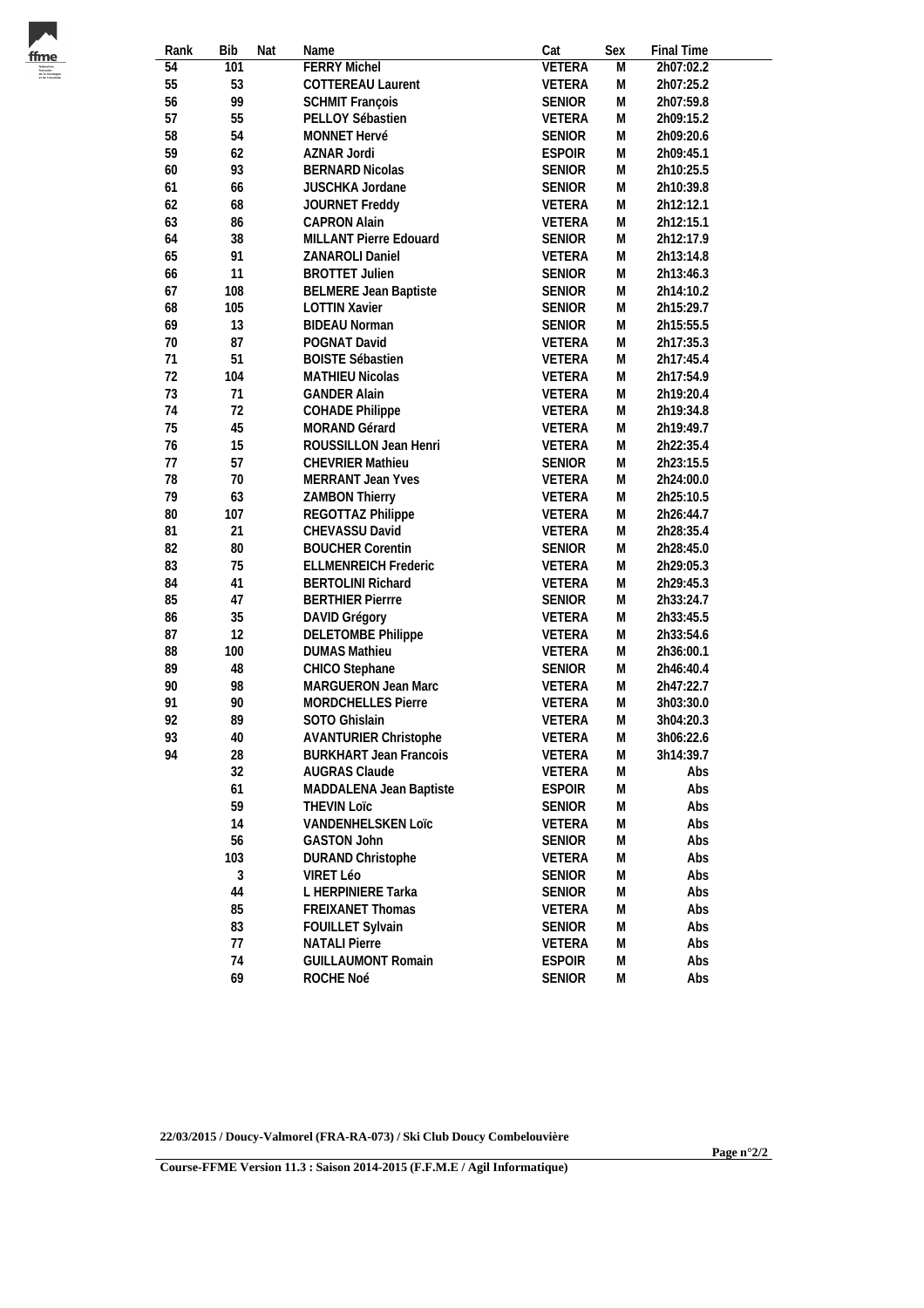| Rank | Bib | Nat | Name | Cat | Sex | Final Time |
|---|---|---|---|---|---|---|
| 54 | 101 | | FERRY Michel | VETERA | M | 2h07:02.2 |
| 55 | 53 | | COTTEREAU Laurent | VETERA | M | 2h07:25.2 |
| 56 | 99 | | SCHMIT François | SENIOR | M | 2h07:59.8 |
| 57 | 55 | | PELLOY Sébastien | VETERA | M | 2h09:15.2 |
| 58 | 54 | | MONNET Hervé | SENIOR | M | 2h09:20.6 |
| 59 | 62 | | AZNAR Jordi | ESPOIR | M | 2h09:45.1 |
| 60 | 93 | | BERNARD Nicolas | SENIOR | M | 2h10:25.5 |
| 61 | 66 | | JUSCHKA Jordane | SENIOR | M | 2h10:39.8 |
| 62 | 68 | | JOURNET Freddy | VETERA | M | 2h12:12.1 |
| 63 | 86 | | CAPRON Alain | VETERA | M | 2h12:15.1 |
| 64 | 38 | | MILLANT Pierre Edouard | SENIOR | M | 2h12:17.9 |
| 65 | 91 | | ZANAROLI Daniel | VETERA | M | 2h13:14.8 |
| 66 | 11 | | BROTTET Julien | SENIOR | M | 2h13:46.3 |
| 67 | 108 | | BELMERE Jean Baptiste | SENIOR | M | 2h14:10.2 |
| 68 | 105 | | LOTTIN Xavier | SENIOR | M | 2h15:29.7 |
| 69 | 13 | | BIDEAU Norman | SENIOR | M | 2h15:55.5 |
| 70 | 87 | | POGNAT David | VETERA | M | 2h17:35.3 |
| 71 | 51 | | BOISTE Sébastien | VETERA | M | 2h17:45.4 |
| 72 | 104 | | MATHIEU Nicolas | VETERA | M | 2h17:54.9 |
| 73 | 71 | | GANDER Alain | VETERA | M | 2h19:20.4 |
| 74 | 72 | | COHADE Philippe | VETERA | M | 2h19:34.8 |
| 75 | 45 | | MORAND Gérard | VETERA | M | 2h19:49.7 |
| 76 | 15 | | ROUSSILLON Jean Henri | VETERA | M | 2h22:35.4 |
| 77 | 57 | | CHEVRIER Mathieu | SENIOR | M | 2h23:15.5 |
| 78 | 70 | | MERRANT Jean Yves | VETERA | M | 2h24:00.0 |
| 79 | 63 | | ZAMBON Thierry | VETERA | M | 2h25:10.5 |
| 80 | 107 | | REGOTTAZ Philippe | VETERA | M | 2h26:44.7 |
| 81 | 21 | | CHEVASSU David | VETERA | M | 2h28:35.4 |
| 82 | 80 | | BOUCHER Corentin | SENIOR | M | 2h28:45.0 |
| 83 | 75 | | ELLMENREICH Frederic | VETERA | M | 2h29:05.3 |
| 84 | 41 | | BERTOLINI Richard | VETERA | M | 2h29:45.3 |
| 85 | 47 | | BERTHIER Pierrre | SENIOR | M | 2h33:24.7 |
| 86 | 35 | | DAVID Grégory | VETERA | M | 2h33:45.5 |
| 87 | 12 | | DELETOMBE Philippe | VETERA | M | 2h33:54.6 |
| 88 | 100 | | DUMAS Mathieu | VETERA | M | 2h36:00.1 |
| 89 | 48 | | CHICO Stephane | SENIOR | M | 2h46:40.4 |
| 90 | 98 | | MARGUERON Jean Marc | VETERA | M | 2h47:22.7 |
| 91 | 90 | | MORDCHELLES Pierre | VETERA | M | 3h03:30.0 |
| 92 | 89 | | SOTO Ghislain | VETERA | M | 3h04:20.3 |
| 93 | 40 | | AVANTURIER Christophe | VETERA | M | 3h06:22.6 |
| 94 | 28 | | BURKHART Jean Francois | VETERA | M | 3h14:39.7 |
| | 32 | | AUGRAS Claude | VETERA | M | Abs |
| | 61 | | MADDALENA Jean Baptiste | ESPOIR | M | Abs |
| | 59 | | THEVIN Loïc | SENIOR | M | Abs |
| | 14 | | VANDENHELSKEN Loïc | VETERA | M | Abs |
| | 56 | | GASTON John | SENIOR | M | Abs |
| | 103 | | DURAND Christophe | VETERA | M | Abs |
| | 3 | | VIRET Léo | SENIOR | M | Abs |
| | 44 | | L HERPINIERE Tarka | SENIOR | M | Abs |
| | 85 | | FREIXANET Thomas | VETERA | M | Abs |
| | 83 | | FOUILLET Sylvain | SENIOR | M | Abs |
| | 77 | | NATALI Pierre | VETERA | M | Abs |
| | 74 | | GUILLAUMONT Romain | ESPOIR | M | Abs |
| | 69 | | ROCHE Noé | SENIOR | M | Abs |

**22/03/2015 / Doucy-Valmorel (FRA-RA-073) / Ski Club Doucy Combelouvière**

**Course-FFME Version 11.3 : Saison 2014-2015 (F.F.M.E / Agil Informatique)**